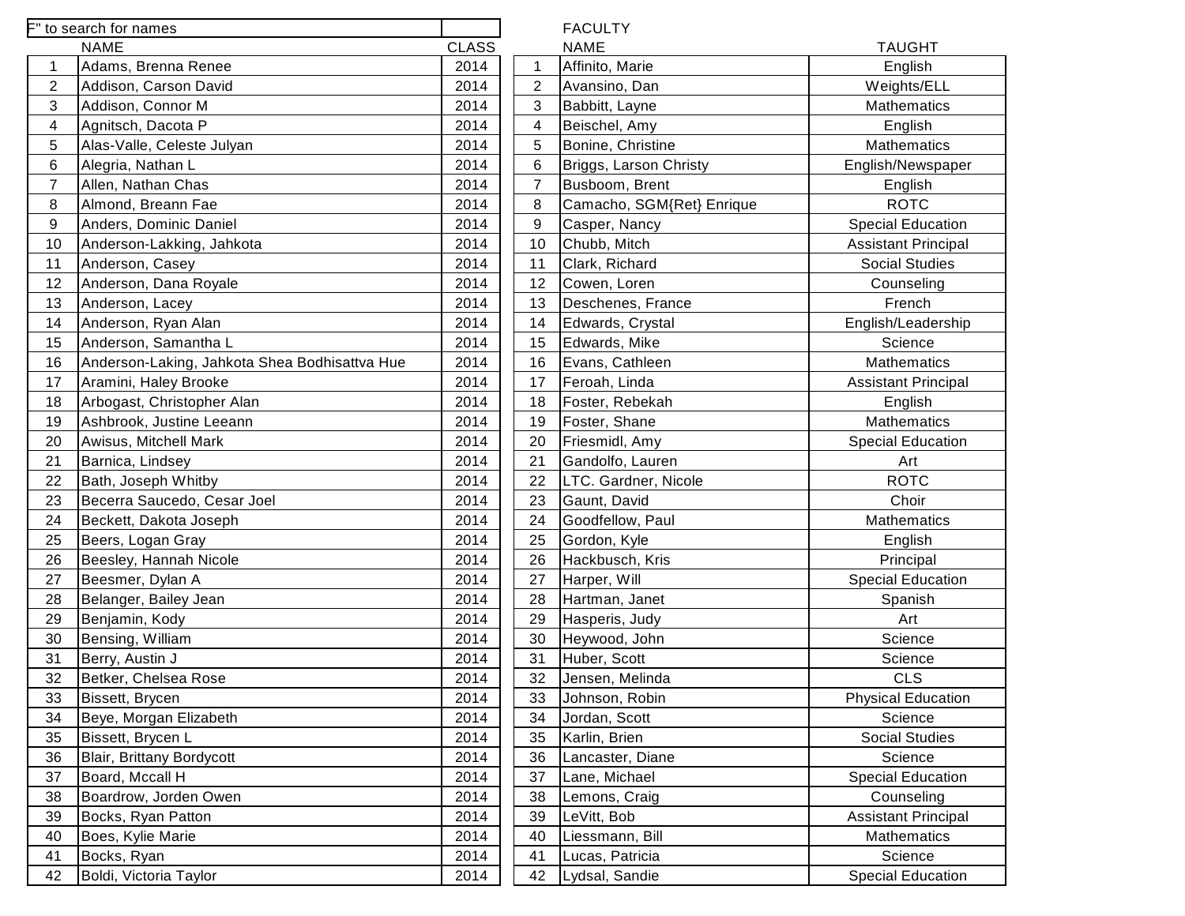F" to search for names

| | NAME | CLASS |
|---|---|---|
| 1 | Adams, Brenna Renee | 2014 |
| 2 | Addison, Carson David | 2014 |
| 3 | Addison, Connor M | 2014 |
| 4 | Agnitsch, Dacota P | 2014 |
| 5 | Alas-Valle, Celeste Julyan | 2014 |
| 6 | Alegria, Nathan L | 2014 |
| 7 | Allen, Nathan Chas | 2014 |
| 8 | Almond, Breann Fae | 2014 |
| 9 | Anders, Dominic Daniel | 2014 |
| 10 | Anderson-Lakking, Jahkota | 2014 |
| 11 | Anderson, Casey | 2014 |
| 12 | Anderson, Dana Royale | 2014 |
| 13 | Anderson, Lacey | 2014 |
| 14 | Anderson, Ryan Alan | 2014 |
| 15 | Anderson, Samantha L | 2014 |
| 16 | Anderson-Laking, Jahkota Shea Bodhisattva Hue | 2014 |
| 17 | Aramini, Haley Brooke | 2014 |
| 18 | Arbogast, Christopher Alan | 2014 |
| 19 | Ashbrook, Justine Leeann | 2014 |
| 20 | Awisus, Mitchell Mark | 2014 |
| 21 | Barnica, Lindsey | 2014 |
| 22 | Bath, Joseph Whitby | 2014 |
| 23 | Becerra Saucedo, Cesar Joel | 2014 |
| 24 | Beckett, Dakota Joseph | 2014 |
| 25 | Beers, Logan Gray | 2014 |
| 26 | Beesley, Hannah Nicole | 2014 |
| 27 | Beesmer, Dylan A | 2014 |
| 28 | Belanger, Bailey Jean | 2014 |
| 29 | Benjamin, Kody | 2014 |
| 30 | Bensing, William | 2014 |
| 31 | Berry, Austin J | 2014 |
| 32 | Betker, Chelsea Rose | 2014 |
| 33 | Bissett, Brycen | 2014 |
| 34 | Beye, Morgan Elizabeth | 2014 |
| 35 | Bissett, Brycen L | 2014 |
| 36 | Blair, Brittany Bordycott | 2014 |
| 37 | Board, Mccall H | 2014 |
| 38 | Boardrow, Jorden Owen | 2014 |
| 39 | Bocks, Ryan Patton | 2014 |
| 40 | Boes, Kylie Marie | 2014 |
| 41 | Bocks, Ryan | 2014 |
| 42 | Boldi, Victoria Taylor | 2014 |

FACULTY

| | NAME | TAUGHT |
|---|---|---|
| 1 | Affinito, Marie | English |
| 2 | Avansino, Dan | Weights/ELL |
| 3 | Babbitt, Layne | Mathematics |
| 4 | Beischel, Amy | English |
| 5 | Bonine, Christine | Mathematics |
| 6 | Briggs, Larson Christy | English/Newspaper |
| 7 | Busboom, Brent | English |
| 8 | Camacho, SGM{Ret} Enrique | ROTC |
| 9 | Casper, Nancy | Special Education |
| 10 | Chubb, Mitch | Assistant Principal |
| 11 | Clark, Richard | Social Studies |
| 12 | Cowen, Loren | Counseling |
| 13 | Deschenes, France | French |
| 14 | Edwards, Crystal | English/Leadership |
| 15 | Edwards, Mike | Science |
| 16 | Evans, Cathleen | Mathematics |
| 17 | Feroah, Linda | Assistant Principal |
| 18 | Foster, Rebekah | English |
| 19 | Foster, Shane | Mathematics |
| 20 | Friesmidl, Amy | Special Education |
| 21 | Gandolfo, Lauren | Art |
| 22 | LTC. Gardner, Nicole | ROTC |
| 23 | Gaunt, David | Choir |
| 24 | Goodfellow, Paul | Mathematics |
| 25 | Gordon, Kyle | English |
| 26 | Hackbusch, Kris | Principal |
| 27 | Harper, Will | Special Education |
| 28 | Hartman, Janet | Spanish |
| 29 | Hasperis, Judy | Art |
| 30 | Heywood, John | Science |
| 31 | Huber, Scott | Science |
| 32 | Jensen, Melinda | CLS |
| 33 | Johnson, Robin | Physical Education |
| 34 | Jordan, Scott | Science |
| 35 | Karlin, Brien | Social Studies |
| 36 | Lancaster, Diane | Science |
| 37 | Lane, Michael | Special Education |
| 38 | Lemons, Craig | Counseling |
| 39 | LeVitt, Bob | Assistant Principal |
| 40 | Liessmann, Bill | Mathematics |
| 41 | Lucas, Patricia | Science |
| 42 | Lydsal, Sandie | Special Education |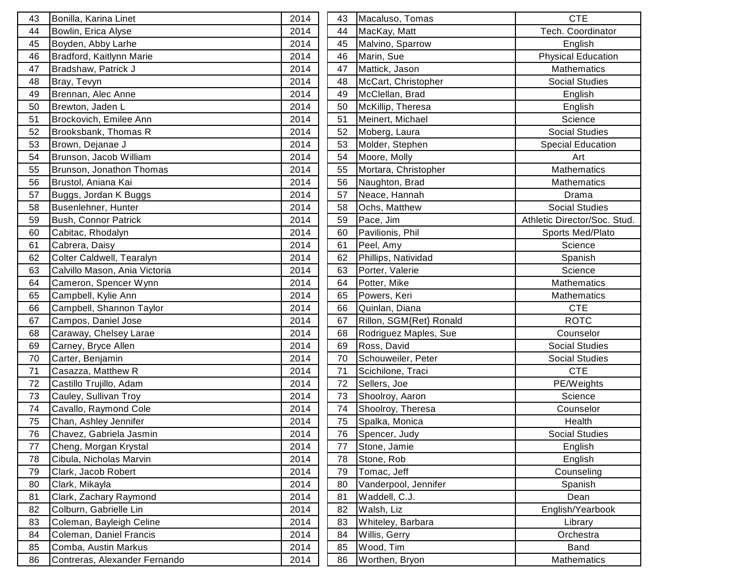| 43 | Bonilla, Karina Linet | 2014 |
|---|---|---|
| 44 | Bowlin, Erica Alyse | 2014 |
| 45 | Boyden, Abby Larhe | 2014 |
| 46 | Bradford, Kaitlynn Marie | 2014 |
| 47 | Bradshaw, Patrick J | 2014 |
| 48 | Bray, Tevyn | 2014 |
| 49 | Brennan, Alec Anne | 2014 |
| 50 | Brewton, Jaden L | 2014 |
| 51 | Brockovich, Emilee Ann | 2014 |
| 52 | Brooksbank, Thomas R | 2014 |
| 53 | Brown, Dejanae J | 2014 |
| 54 | Brunson, Jacob William | 2014 |
| 55 | Brunson, Jonathon Thomas | 2014 |
| 56 | Brustol, Aniana Kai | 2014 |
| 57 | Buggs, Jordan K Buggs | 2014 |
| 58 | Busenlehner, Hunter | 2014 |
| 59 | Bush, Connor Patrick | 2014 |
| 60 | Cabitac, Rhodalyn | 2014 |
| 61 | Cabrera, Daisy | 2014 |
| 62 | Colter Caldwell, Tearalyn | 2014 |
| 63 | Calvillo Mason, Ania Victoria | 2014 |
| 64 | Cameron, Spencer Wynn | 2014 |
| 65 | Campbell, Kylie Ann | 2014 |
| 66 | Campbell, Shannon Taylor | 2014 |
| 67 | Campos, Daniel Jose | 2014 |
| 68 | Caraway, Chelsey Larae | 2014 |
| 69 | Carney, Bryce Allen | 2014 |
| 70 | Carter, Benjamin | 2014 |
| 71 | Casazza, Matthew R | 2014 |
| 72 | Castillo Trujillo, Adam | 2014 |
| 73 | Cauley, Sullivan Troy | 2014 |
| 74 | Cavallo, Raymond Cole | 2014 |
| 75 | Chan, Ashley Jennifer | 2014 |
| 76 | Chavez, Gabriela Jasmin | 2014 |
| 77 | Cheng, Morgan Krystal | 2014 |
| 78 | Cibula, Nicholas Marvin | 2014 |
| 79 | Clark, Jacob Robert | 2014 |
| 80 | Clark, Mikayla | 2014 |
| 81 | Clark, Zachary Raymond | 2014 |
| 82 | Colburn, Gabrielle Lin | 2014 |
| 83 | Coleman, Bayleigh Celine | 2014 |
| 84 | Coleman, Daniel Francis | 2014 |
| 85 | Comba, Austin Markus | 2014 |
| 86 | Contreras, Alexander Fernando | 2014 |

| 43 | Macaluso, Tomas | CTE |
|---|---|---|
| 44 | MacKay, Matt | Tech. Coordinator |
| 45 | Malvino, Sparrow | English |
| 46 | Marin, Sue | Physical Education |
| 47 | Mattick, Jason | Mathematics |
| 48 | McCart, Christopher | Social Studies |
| 49 | McClellan, Brad | English |
| 50 | McKillip, Theresa | English |
| 51 | Meinert, Michael | Science |
| 52 | Moberg, Laura | Social Studies |
| 53 | Molder, Stephen | Special Education |
| 54 | Moore, Molly | Art |
| 55 | Mortara, Christopher | Mathematics |
| 56 | Naughton, Brad | Mathematics |
| 57 | Neace, Hannah | Drama |
| 58 | Ochs, Matthew | Social Studies |
| 59 | Pace, Jim | Athletic Director/Soc. Stud. |
| 60 | Pavilionis, Phil | Sports Med/Plato |
| 61 | Peel, Amy | Science |
| 62 | Phillips, Natividad | Spanish |
| 63 | Porter, Valerie | Science |
| 64 | Potter, Mike | Mathematics |
| 65 | Powers, Keri | Mathematics |
| 66 | Quinlan, Diana | CTE |
| 67 | Rillon, SGM{Ret} Ronald | ROTC |
| 68 | Rodriguez Maples, Sue | Counselor |
| 69 | Ross, David | Social Studies |
| 70 | Schouweiler, Peter | Social Studies |
| 71 | Scichilone, Traci | CTE |
| 72 | Sellers, Joe | PE/Weights |
| 73 | Shoolroy, Aaron | Science |
| 74 | Shoolroy, Theresa | Counselor |
| 75 | Spalka, Monica | Health |
| 76 | Spencer, Judy | Social Studies |
| 77 | Stone, Jamie | English |
| 78 | Stone, Rob | English |
| 79 | Tomac, Jeff | Counseling |
| 80 | Vanderpool, Jennifer | Spanish |
| 81 | Waddell, C.J. | Dean |
| 82 | Walsh, Liz | English/Yearbook |
| 83 | Whiteley, Barbara | Library |
| 84 | Willis, Gerry | Orchestra |
| 85 | Wood, Tim | Band |
| 86 | Worthen, Bryon | Mathematics |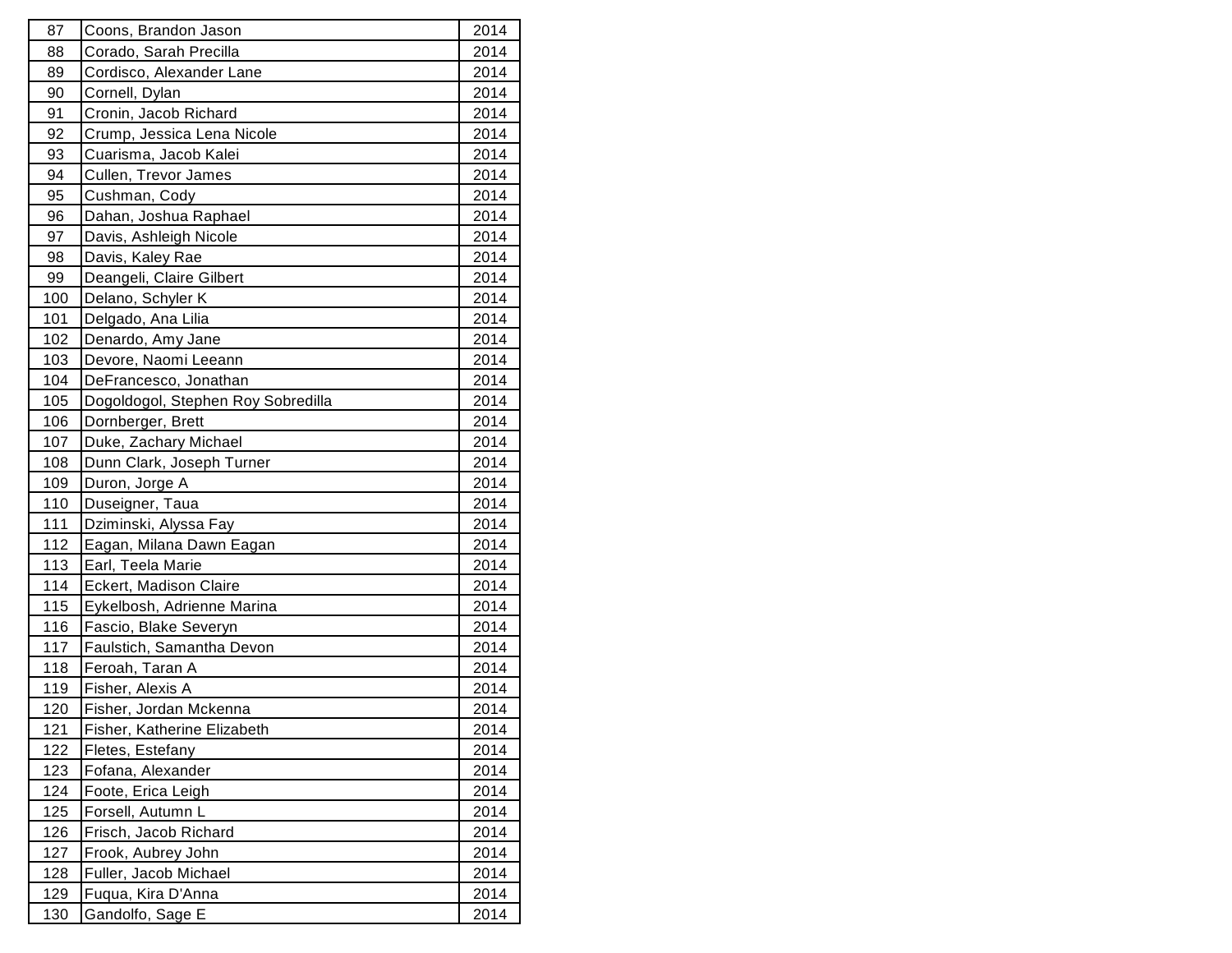| 87 | Coons, Brandon Jason | 2014 |
|---|---|---|
| 88 | Corado, Sarah Precilla | 2014 |
| 89 | Cordisco, Alexander Lane | 2014 |
| 90 | Cornell, Dylan | 2014 |
| 91 | Cronin, Jacob Richard | 2014 |
| 92 | Crump, Jessica Lena Nicole | 2014 |
| 93 | Cuarisma, Jacob Kalei | 2014 |
| 94 | Cullen, Trevor James | 2014 |
| 95 | Cushman, Cody | 2014 |
| 96 | Dahan, Joshua Raphael | 2014 |
| 97 | Davis, Ashleigh Nicole | 2014 |
| 98 | Davis, Kaley Rae | 2014 |
| 99 | Deangeli, Claire Gilbert | 2014 |
| 100 | Delano, Schyler K | 2014 |
| 101 | Delgado, Ana Lilia | 2014 |
| 102 | Denardo, Amy Jane | 2014 |
| 103 | Devore, Naomi Leeann | 2014 |
| 104 | DeFrancesco, Jonathan | 2014 |
| 105 | Dogoldogol, Stephen Roy Sobredilla | 2014 |
| 106 | Dornberger, Brett | 2014 |
| 107 | Duke, Zachary Michael | 2014 |
| 108 | Dunn Clark, Joseph Turner | 2014 |
| 109 | Duron, Jorge A | 2014 |
| 110 | Duseigner, Taua | 2014 |
| 111 | Dziminski, Alyssa Fay | 2014 |
| 112 | Eagan, Milana Dawn Eagan | 2014 |
| 113 | Earl, Teela Marie | 2014 |
| 114 | Eckert, Madison Claire | 2014 |
| 115 | Eykelbosh, Adrienne Marina | 2014 |
| 116 | Fascio, Blake Severyn | 2014 |
| 117 | Faulstich, Samantha Devon | 2014 |
| 118 | Feroah, Taran A | 2014 |
| 119 | Fisher, Alexis A | 2014 |
| 120 | Fisher, Jordan Mckenna | 2014 |
| 121 | Fisher, Katherine Elizabeth | 2014 |
| 122 | Fletes, Estefany | 2014 |
| 123 | Fofana, Alexander | 2014 |
| 124 | Foote, Erica Leigh | 2014 |
| 125 | Forsell, Autumn L | 2014 |
| 126 | Frisch, Jacob Richard | 2014 |
| 127 | Frook, Aubrey John | 2014 |
| 128 | Fuller, Jacob Michael | 2014 |
| 129 | Fuqua, Kira D'Anna | 2014 |
| 130 | Gandolfo, Sage E | 2014 |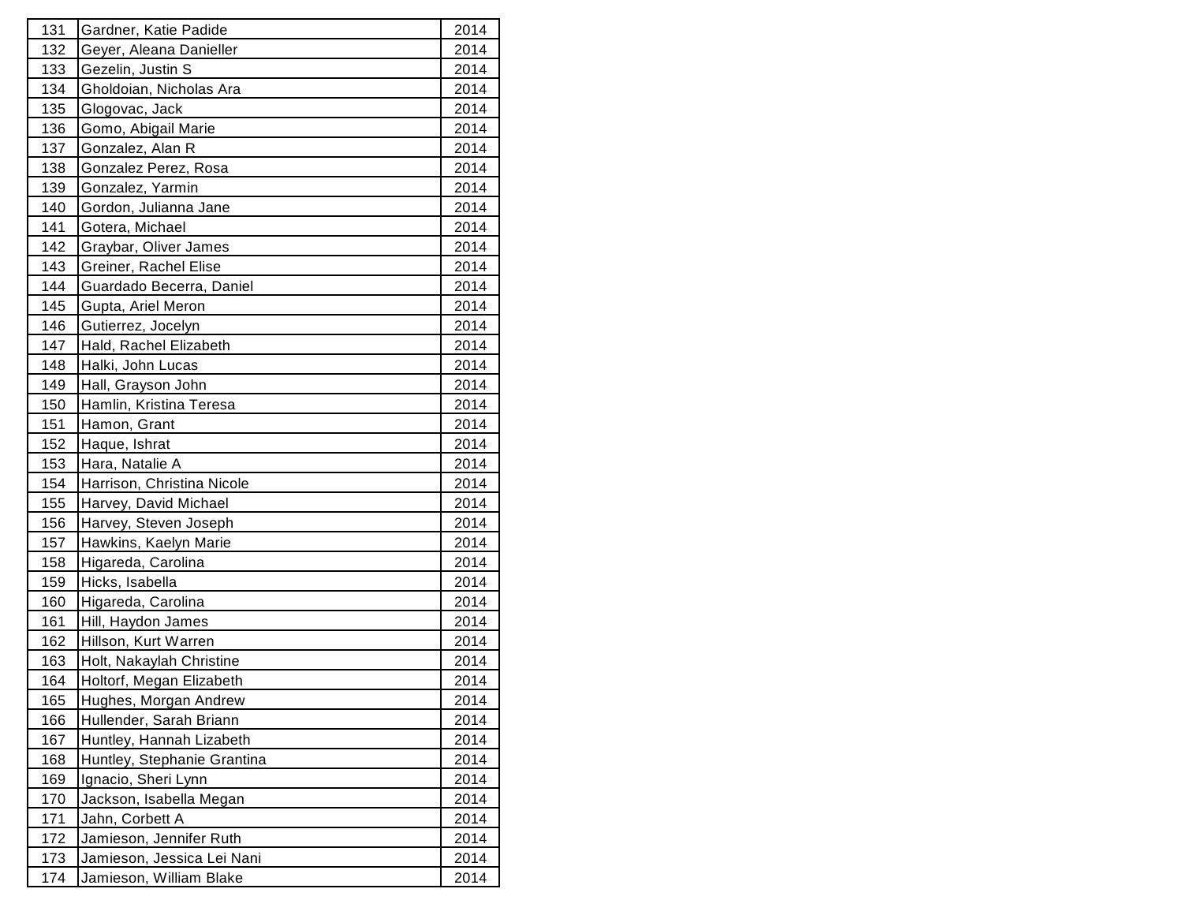| 131 | Gardner, Katie Padide | 2014 |
|---|---|---|
| 132 | Geyer, Aleana Danieller | 2014 |
| 133 | Gezelin, Justin S | 2014 |
| 134 | Gholdoian, Nicholas Ara | 2014 |
| 135 | Glogovac, Jack | 2014 |
| 136 | Gomo, Abigail Marie | 2014 |
| 137 | Gonzalez, Alan R | 2014 |
| 138 | Gonzalez Perez, Rosa | 2014 |
| 139 | Gonzalez, Yarmin | 2014 |
| 140 | Gordon, Julianna Jane | 2014 |
| 141 | Gotera, Michael | 2014 |
| 142 | Graybar, Oliver James | 2014 |
| 143 | Greiner, Rachel Elise | 2014 |
| 144 | Guardado Becerra, Daniel | 2014 |
| 145 | Gupta, Ariel Meron | 2014 |
| 146 | Gutierrez, Jocelyn | 2014 |
| 147 | Hald, Rachel Elizabeth | 2014 |
| 148 | Halki, John Lucas | 2014 |
| 149 | Hall, Grayson John | 2014 |
| 150 | Hamlin, Kristina Teresa | 2014 |
| 151 | Hamon, Grant | 2014 |
| 152 | Haque, Ishrat | 2014 |
| 153 | Hara, Natalie A | 2014 |
| 154 | Harrison, Christina Nicole | 2014 |
| 155 | Harvey, David Michael | 2014 |
| 156 | Harvey, Steven Joseph | 2014 |
| 157 | Hawkins, Kaelyn Marie | 2014 |
| 158 | Higareda, Carolina | 2014 |
| 159 | Hicks, Isabella | 2014 |
| 160 | Higareda, Carolina | 2014 |
| 161 | Hill, Haydon James | 2014 |
| 162 | Hillson, Kurt Warren | 2014 |
| 163 | Holt, Nakaylah Christine | 2014 |
| 164 | Holtorf, Megan Elizabeth | 2014 |
| 165 | Hughes, Morgan Andrew | 2014 |
| 166 | Hullender, Sarah Briann | 2014 |
| 167 | Huntley, Hannah Lizabeth | 2014 |
| 168 | Huntley, Stephanie Grantina | 2014 |
| 169 | Ignacio, Sheri Lynn | 2014 |
| 170 | Jackson, Isabella Megan | 2014 |
| 171 | Jahn, Corbett A | 2014 |
| 172 | Jamieson, Jennifer Ruth | 2014 |
| 173 | Jamieson, Jessica Lei Nani | 2014 |
| 174 | Jamieson, William Blake | 2014 |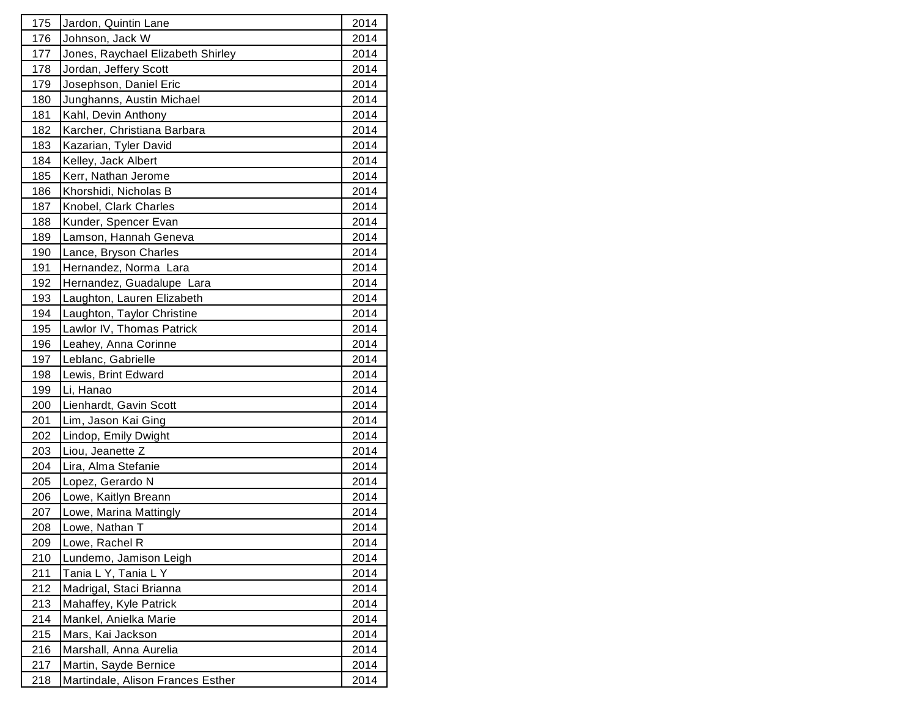| 175 | Jardon, Quintin Lane | 2014 |
|---|---|---|
| 176 | Johnson, Jack W | 2014 |
| 177 | Jones, Raychael Elizabeth Shirley | 2014 |
| 178 | Jordan, Jeffery Scott | 2014 |
| 179 | Josephson, Daniel Eric | 2014 |
| 180 | Junghanns, Austin Michael | 2014 |
| 181 | Kahl, Devin Anthony | 2014 |
| 182 | Karcher, Christiana Barbara | 2014 |
| 183 | Kazarian, Tyler David | 2014 |
| 184 | Kelley, Jack Albert | 2014 |
| 185 | Kerr, Nathan Jerome | 2014 |
| 186 | Khorshidi, Nicholas B | 2014 |
| 187 | Knobel, Clark Charles | 2014 |
| 188 | Kunder, Spencer Evan | 2014 |
| 189 | Lamson, Hannah Geneva | 2014 |
| 190 | Lance, Bryson Charles | 2014 |
| 191 | Hernandez, Norma  Lara | 2014 |
| 192 | Hernandez, Guadalupe  Lara | 2014 |
| 193 | Laughton, Lauren Elizabeth | 2014 |
| 194 | Laughton, Taylor Christine | 2014 |
| 195 | Lawlor IV, Thomas Patrick | 2014 |
| 196 | Leahey, Anna Corinne | 2014 |
| 197 | Leblanc, Gabrielle | 2014 |
| 198 | Lewis, Brint Edward | 2014 |
| 199 | Li, Hanao | 2014 |
| 200 | Lienhardt, Gavin Scott | 2014 |
| 201 | Lim, Jason Kai Ging | 2014 |
| 202 | Lindop, Emily Dwight | 2014 |
| 203 | Liou, Jeanette Z | 2014 |
| 204 | Lira, Alma Stefanie | 2014 |
| 205 | Lopez, Gerardo N | 2014 |
| 206 | Lowe, Kaitlyn Breann | 2014 |
| 207 | Lowe, Marina Mattingly | 2014 |
| 208 | Lowe, Nathan T | 2014 |
| 209 | Lowe, Rachel R | 2014 |
| 210 | Lundemo, Jamison Leigh | 2014 |
| 211 | Tania L Y, Tania L Y | 2014 |
| 212 | Madrigal, Staci Brianna | 2014 |
| 213 | Mahaffey, Kyle Patrick | 2014 |
| 214 | Mankel, Anielka Marie | 2014 |
| 215 | Mars, Kai Jackson | 2014 |
| 216 | Marshall, Anna Aurelia | 2014 |
| 217 | Martin, Sayde Bernice | 2014 |
| 218 | Martindale, Alison Frances Esther | 2014 |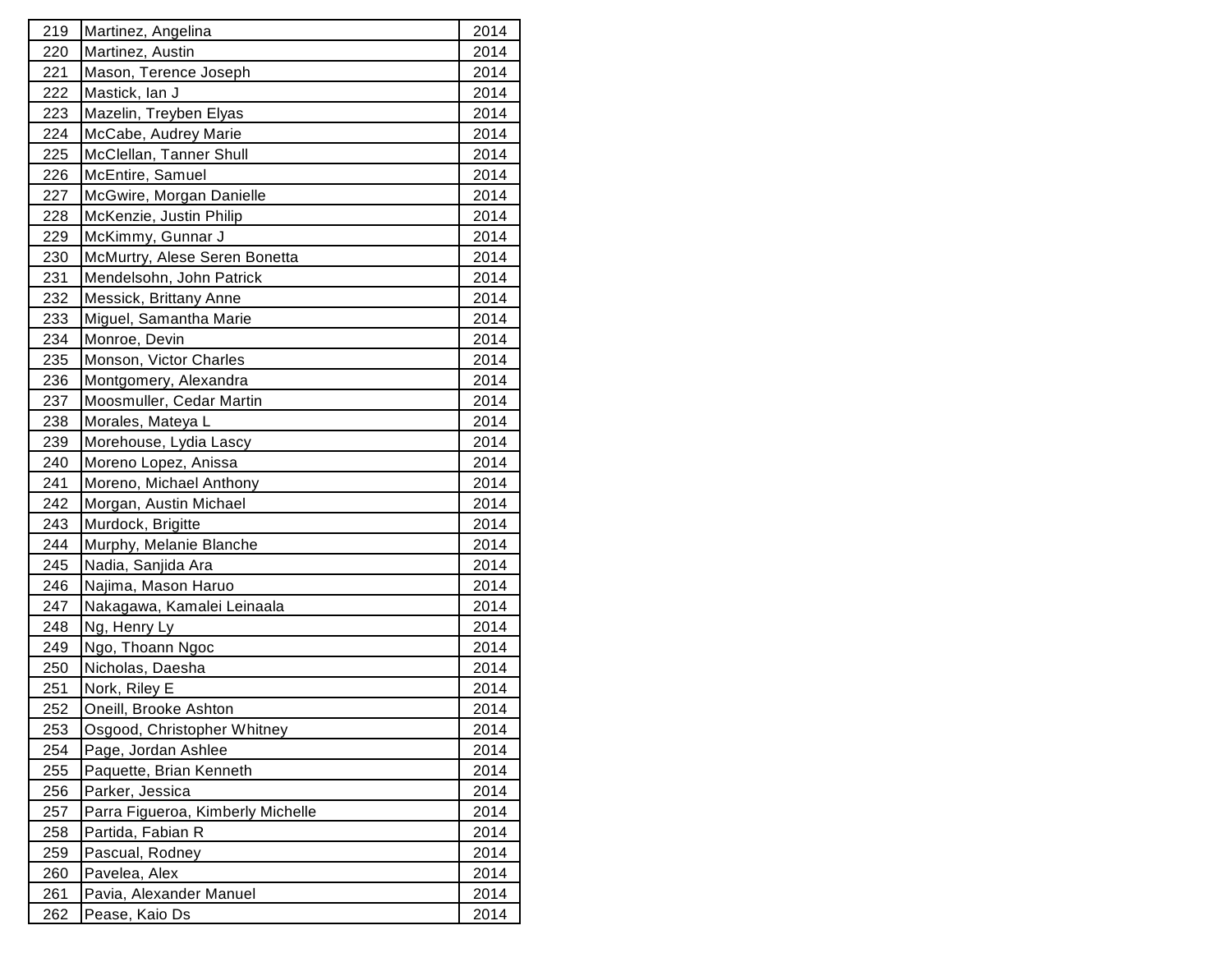| | | |
|---|---|---|
| 219 | Martinez, Angelina | 2014 |
| 220 | Martinez, Austin | 2014 |
| 221 | Mason, Terence Joseph | 2014 |
| 222 | Mastick, Ian J | 2014 |
| 223 | Mazelin, Treyben Elyas | 2014 |
| 224 | McCabe, Audrey Marie | 2014 |
| 225 | McClellan, Tanner Shull | 2014 |
| 226 | McEntire, Samuel | 2014 |
| 227 | McGwire, Morgan Danielle | 2014 |
| 228 | McKenzie, Justin Philip | 2014 |
| 229 | McKimmy, Gunnar J | 2014 |
| 230 | McMurtry, Alese Seren Bonetta | 2014 |
| 231 | Mendelsohn, John Patrick | 2014 |
| 232 | Messick, Brittany Anne | 2014 |
| 233 | Miguel, Samantha Marie | 2014 |
| 234 | Monroe, Devin | 2014 |
| 235 | Monson, Victor Charles | 2014 |
| 236 | Montgomery, Alexandra | 2014 |
| 237 | Moosmuller, Cedar Martin | 2014 |
| 238 | Morales, Mateya L | 2014 |
| 239 | Morehouse, Lydia Lascy | 2014 |
| 240 | Moreno Lopez, Anissa | 2014 |
| 241 | Moreno, Michael Anthony | 2014 |
| 242 | Morgan, Austin Michael | 2014 |
| 243 | Murdock, Brigitte | 2014 |
| 244 | Murphy, Melanie Blanche | 2014 |
| 245 | Nadia, Sanjida Ara | 2014 |
| 246 | Najima, Mason Haruo | 2014 |
| 247 | Nakagawa, Kamalei Leinaala | 2014 |
| 248 | Ng, Henry Ly | 2014 |
| 249 | Ngo, Thoann Ngoc | 2014 |
| 250 | Nicholas, Daesha | 2014 |
| 251 | Nork, Riley E | 2014 |
| 252 | Oneill, Brooke Ashton | 2014 |
| 253 | Osgood, Christopher Whitney | 2014 |
| 254 | Page, Jordan Ashlee | 2014 |
| 255 | Paquette, Brian Kenneth | 2014 |
| 256 | Parker, Jessica | 2014 |
| 257 | Parra Figueroa, Kimberly Michelle | 2014 |
| 258 | Partida, Fabian R | 2014 |
| 259 | Pascual, Rodney | 2014 |
| 260 | Pavelea, Alex | 2014 |
| 261 | Pavia, Alexander Manuel | 2014 |
| 262 | Pease, Kaio Ds | 2014 |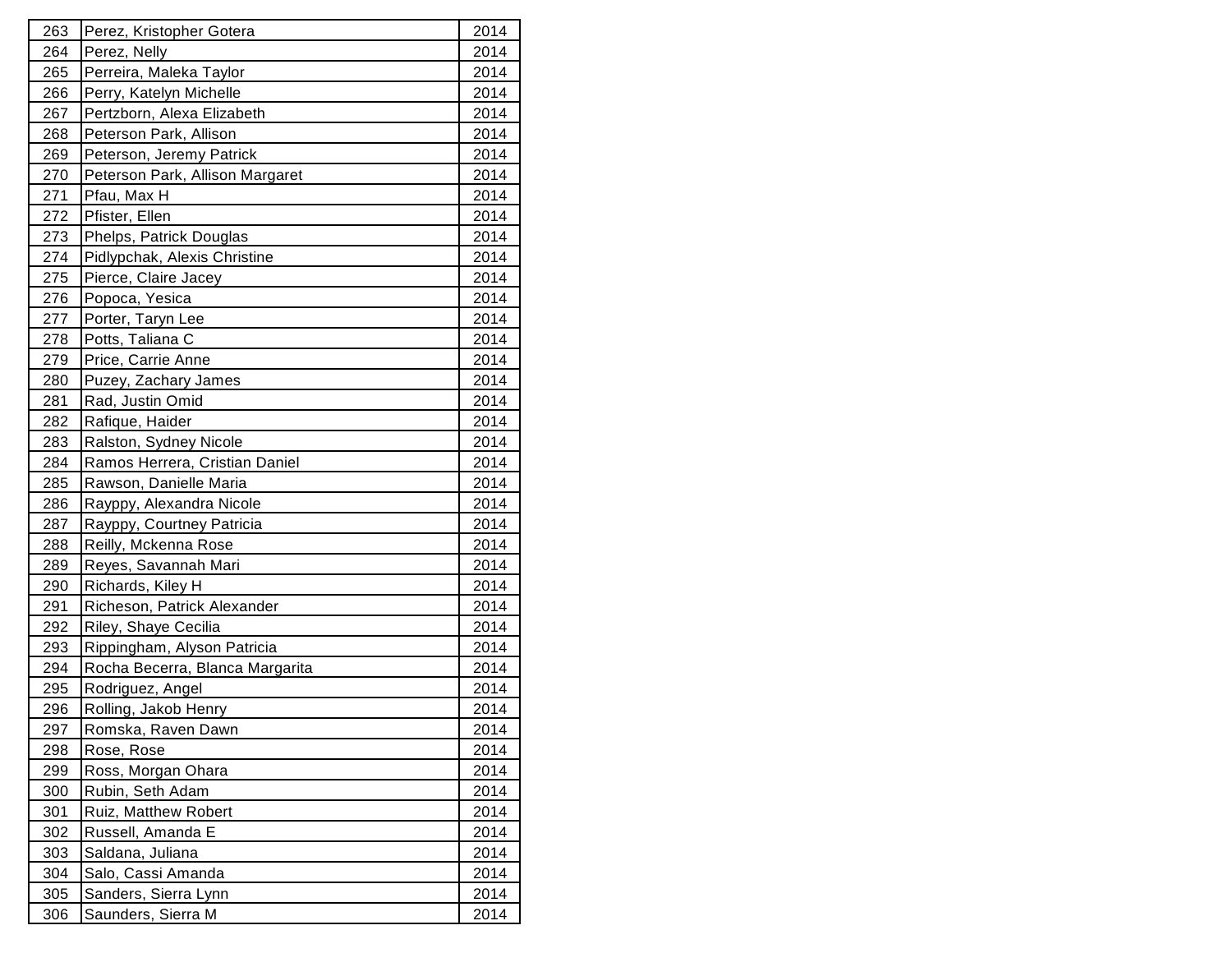| 263 | Perez, Kristopher Gotera | 2014 |
|---|---|---|
| 264 | Perez, Nelly | 2014 |
| 265 | Perreira, Maleka Taylor | 2014 |
| 266 | Perry, Katelyn Michelle | 2014 |
| 267 | Pertzborn, Alexa Elizabeth | 2014 |
| 268 | Peterson Park, Allison | 2014 |
| 269 | Peterson, Jeremy Patrick | 2014 |
| 270 | Peterson Park, Allison Margaret | 2014 |
| 271 | Pfau, Max H | 2014 |
| 272 | Pfister, Ellen | 2014 |
| 273 | Phelps, Patrick Douglas | 2014 |
| 274 | Pidlypchak, Alexis Christine | 2014 |
| 275 | Pierce, Claire Jacey | 2014 |
| 276 | Popoca, Yesica | 2014 |
| 277 | Porter, Taryn Lee | 2014 |
| 278 | Potts, Taliana C | 2014 |
| 279 | Price, Carrie Anne | 2014 |
| 280 | Puzey, Zachary James | 2014 |
| 281 | Rad, Justin Omid | 2014 |
| 282 | Rafique, Haider | 2014 |
| 283 | Ralston, Sydney Nicole | 2014 |
| 284 | Ramos Herrera, Cristian Daniel | 2014 |
| 285 | Rawson, Danielle Maria | 2014 |
| 286 | Rayppy, Alexandra Nicole | 2014 |
| 287 | Rayppy, Courtney Patricia | 2014 |
| 288 | Reilly, Mckenna Rose | 2014 |
| 289 | Reyes, Savannah Mari | 2014 |
| 290 | Richards, Kiley H | 2014 |
| 291 | Richeson, Patrick Alexander | 2014 |
| 292 | Riley, Shaye Cecilia | 2014 |
| 293 | Rippingham, Alyson Patricia | 2014 |
| 294 | Rocha Becerra, Blanca Margarita | 2014 |
| 295 | Rodriguez, Angel | 2014 |
| 296 | Rolling, Jakob Henry | 2014 |
| 297 | Romska, Raven Dawn | 2014 |
| 298 | Rose, Rose | 2014 |
| 299 | Ross, Morgan Ohara | 2014 |
| 300 | Rubin, Seth Adam | 2014 |
| 301 | Ruiz, Matthew Robert | 2014 |
| 302 | Russell, Amanda E | 2014 |
| 303 | Saldana, Juliana | 2014 |
| 304 | Salo, Cassi Amanda | 2014 |
| 305 | Sanders, Sierra Lynn | 2014 |
| 306 | Saunders, Sierra M | 2014 |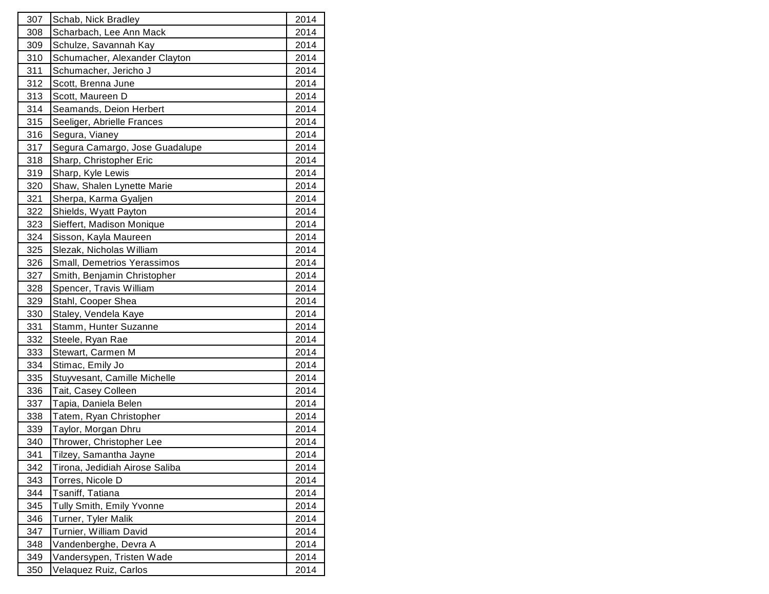| | | |
|---|---|---|
| 307 | Schab, Nick Bradley | 2014 |
| 308 | Scharbach, Lee Ann Mack | 2014 |
| 309 | Schulze, Savannah Kay | 2014 |
| 310 | Schumacher, Alexander Clayton | 2014 |
| 311 | Schumacher, Jericho J | 2014 |
| 312 | Scott, Brenna June | 2014 |
| 313 | Scott, Maureen D | 2014 |
| 314 | Seamands, Deion Herbert | 2014 |
| 315 | Seeliger, Abrielle Frances | 2014 |
| 316 | Segura, Vianey | 2014 |
| 317 | Segura Camargo, Jose Guadalupe | 2014 |
| 318 | Sharp, Christopher Eric | 2014 |
| 319 | Sharp, Kyle Lewis | 2014 |
| 320 | Shaw, Shalen Lynette Marie | 2014 |
| 321 | Sherpa, Karma Gyaljen | 2014 |
| 322 | Shields, Wyatt Payton | 2014 |
| 323 | Sieffert, Madison Monique | 2014 |
| 324 | Sisson, Kayla Maureen | 2014 |
| 325 | Slezak, Nicholas William | 2014 |
| 326 | Small, Demetrios Yerassimos | 2014 |
| 327 | Smith, Benjamin Christopher | 2014 |
| 328 | Spencer, Travis William | 2014 |
| 329 | Stahl, Cooper Shea | 2014 |
| 330 | Staley, Vendela Kaye | 2014 |
| 331 | Stamm, Hunter Suzanne | 2014 |
| 332 | Steele, Ryan Rae | 2014 |
| 333 | Stewart, Carmen M | 2014 |
| 334 | Stimac, Emily Jo | 2014 |
| 335 | Stuyvesant, Camille Michelle | 2014 |
| 336 | Tait, Casey Colleen | 2014 |
| 337 | Tapia, Daniela Belen | 2014 |
| 338 | Tatem, Ryan Christopher | 2014 |
| 339 | Taylor, Morgan Dhru | 2014 |
| 340 | Thrower, Christopher Lee | 2014 |
| 341 | Tilzey, Samantha Jayne | 2014 |
| 342 | Tirona, Jedidiah Airose Saliba | 2014 |
| 343 | Torres, Nicole D | 2014 |
| 344 | Tsaniff, Tatiana | 2014 |
| 345 | Tully Smith, Emily Yvonne | 2014 |
| 346 | Turner, Tyler Malik | 2014 |
| 347 | Turnier, William David | 2014 |
| 348 | Vandenberghe, Devra A | 2014 |
| 349 | Vandersypen, Tristen Wade | 2014 |
| 350 | Velaquez Ruiz, Carlos | 2014 |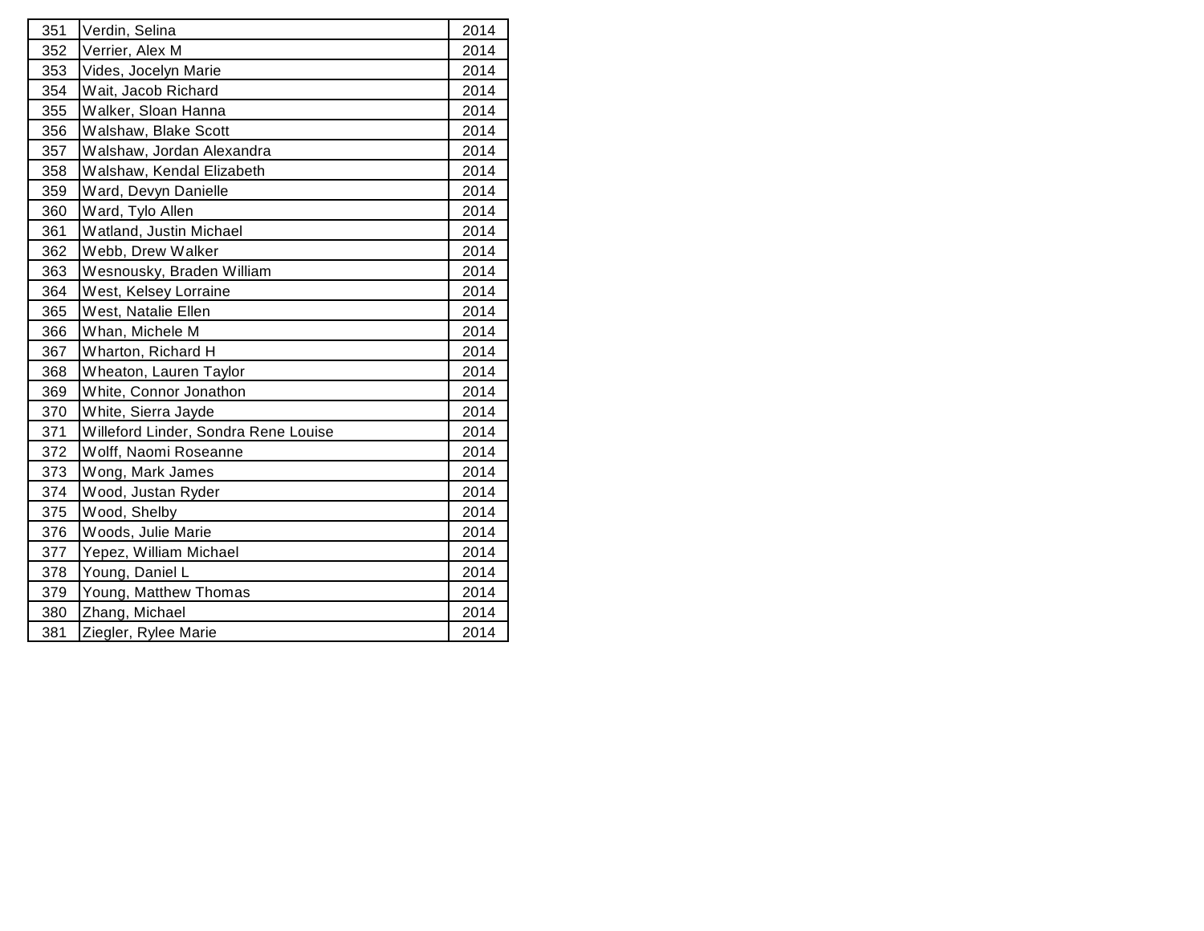| | | |
|---|---|---|
| 351 | Verdin, Selina | 2014 |
| 352 | Verrier, Alex M | 2014 |
| 353 | Vides, Jocelyn Marie | 2014 |
| 354 | Wait, Jacob Richard | 2014 |
| 355 | Walker, Sloan Hanna | 2014 |
| 356 | Walshaw, Blake Scott | 2014 |
| 357 | Walshaw, Jordan Alexandra | 2014 |
| 358 | Walshaw, Kendal Elizabeth | 2014 |
| 359 | Ward, Devyn Danielle | 2014 |
| 360 | Ward, Tylo Allen | 2014 |
| 361 | Watland, Justin Michael | 2014 |
| 362 | Webb, Drew Walker | 2014 |
| 363 | Wesnousky, Braden William | 2014 |
| 364 | West, Kelsey Lorraine | 2014 |
| 365 | West, Natalie Ellen | 2014 |
| 366 | Whan, Michele M | 2014 |
| 367 | Wharton, Richard H | 2014 |
| 368 | Wheaton, Lauren Taylor | 2014 |
| 369 | White, Connor Jonathon | 2014 |
| 370 | White, Sierra Jayde | 2014 |
| 371 | Willeford Linder, Sondra Rene Louise | 2014 |
| 372 | Wolff, Naomi Roseanne | 2014 |
| 373 | Wong, Mark James | 2014 |
| 374 | Wood, Justan Ryder | 2014 |
| 375 | Wood, Shelby | 2014 |
| 376 | Woods, Julie Marie | 2014 |
| 377 | Yepez, William Michael | 2014 |
| 378 | Young, Daniel L | 2014 |
| 379 | Young, Matthew Thomas | 2014 |
| 380 | Zhang, Michael | 2014 |
| 381 | Ziegler, Rylee Marie | 2014 |